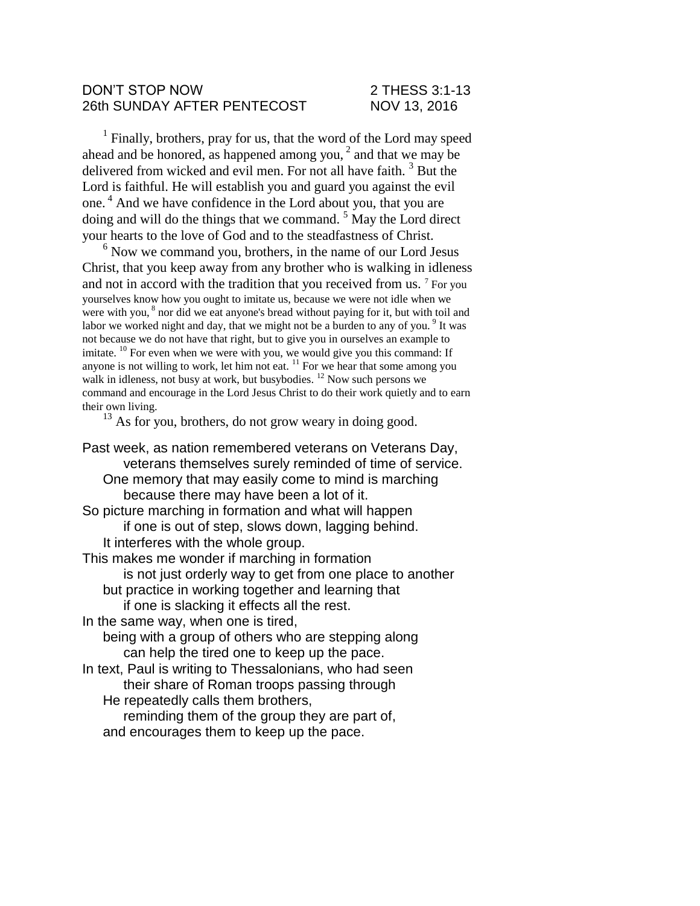DON'T STOP NOW 2 THESS 3:1-13
26th SUNDAY AFTER PENTECOST NOV 13, 2016

[1] Finally, brothers, pray for us, that the word of the Lord may speed ahead and be honored, as happened among you, [2] and that we may be delivered from wicked and evil men. For not all have faith. [3] But the Lord is faithful. He will establish you and guard you against the evil one. [4] And we have confidence in the Lord about you, that you are doing and will do the things that we command. [5] May the Lord direct your hearts to the love of God and to the steadfastness of Christ.

[6] Now we command you, brothers, in the name of our Lord Jesus Christ, that you keep away from any brother who is walking in idleness and not in accord with the tradition that you received from us. [7] For you yourselves know how you ought to imitate us, because we were not idle when we were with you, [8] nor did we eat anyone's bread without paying for it, but with toil and labor we worked night and day, that we might not be a burden to any of you. [9] It was not because we do not have that right, but to give you in ourselves an example to imitate. [10] For even when we were with you, we would give you this command: If anyone is not willing to work, let him not eat. [11] For we hear that some among you walk in idleness, not busy at work, but busybodies. [12] Now such persons we command and encourage in the Lord Jesus Christ to do their work quietly and to earn their own living.

[13] As for you, brothers, do not grow weary in doing good.

Past week, as nation remembered veterans on Veterans Day,
veterans themselves surely reminded of time of service.
One memory that may easily come to mind is marching
because there may have been a lot of it.
So picture marching in formation and what will happen
if one is out of step, slows down, lagging behind.
It interferes with the whole group.
This makes me wonder if marching in formation
is not just orderly way to get from one place to another
but practice in working together and learning that
if one is slacking it effects all the rest.
In the same way, when one is tired,
being with a group of others who are stepping along
can help the tired one to keep up the pace.
In text, Paul is writing to Thessalonians, who had seen
their share of Roman troops passing through
He repeatedly calls them brothers,
reminding them of the group they are part of,
and encourages them to keep up the pace.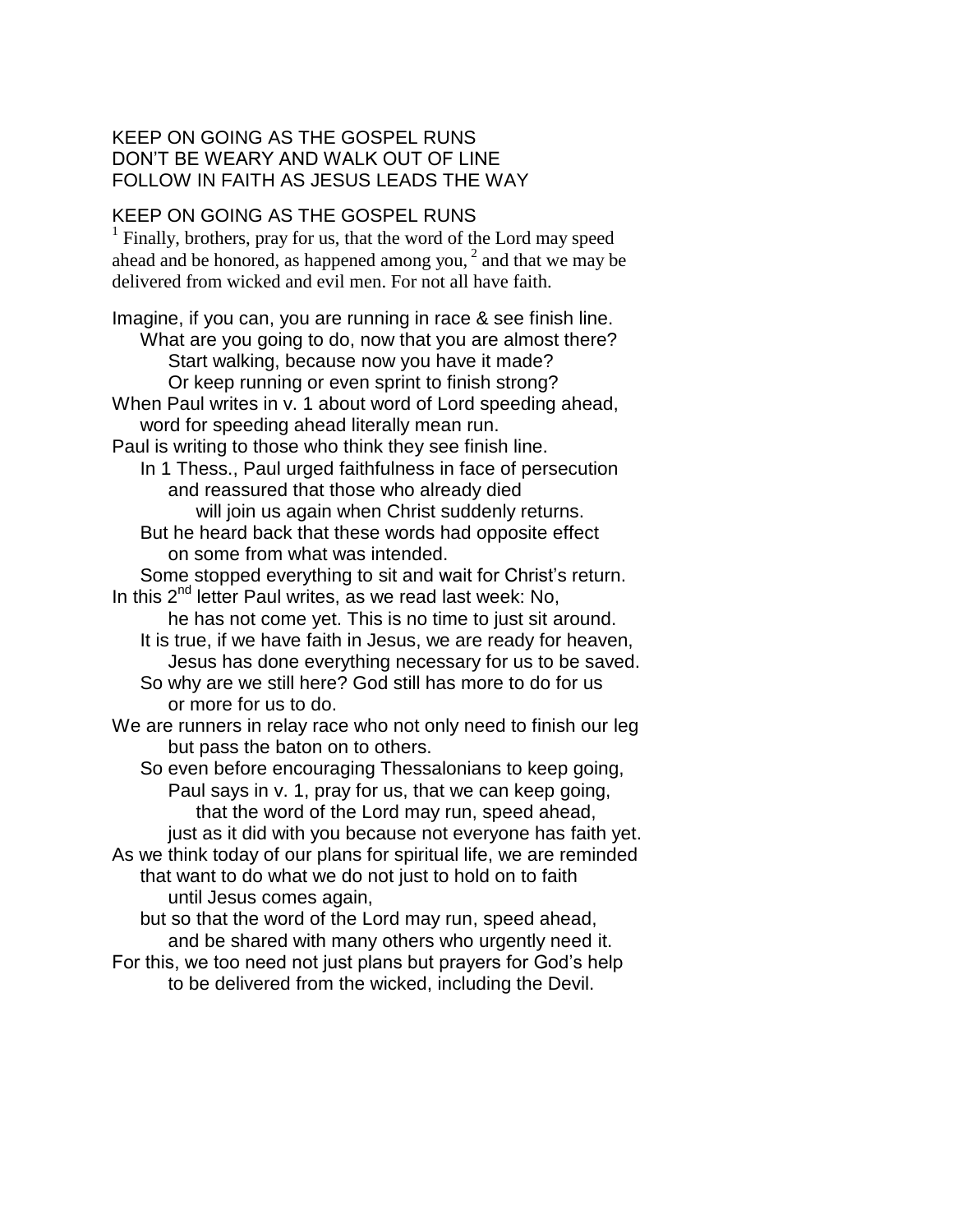KEEP ON GOING AS THE GOSPEL RUNS
DON'T BE WEARY AND WALK OUT OF LINE
FOLLOW IN FAITH AS JESUS LEADS THE WAY

KEEP ON GOING AS THE GOSPEL RUNS

[1] Finally, brothers, pray for us, that the word of the Lord may speed ahead and be honored, as happened among you, [2] and that we may be delivered from wicked and evil men. For not all have faith.

Imagine, if you can, you are running in race & see finish line.
    What are you going to do, now that you are almost there?
        Start walking, because now you have it made?
        Or keep running or even sprint to finish strong?
When Paul writes in v. 1 about word of Lord speeding ahead,
    word for speeding ahead literally mean run.
Paul is writing to those who think they see finish line.
    In 1 Thess., Paul urged faithfulness in face of persecution
        and reassured that those who already died
            will join us again when Christ suddenly returns.
    But he heard back that these words had opposite effect
        on some from what was intended.
    Some stopped everything to sit and wait for Christ's return.
In this 2nd letter Paul writes, as we read last week: No,
        he has not come yet. This is no time to just sit around.
    It is true, if we have faith in Jesus, we are ready for heaven,
        Jesus has done everything necessary for us to be saved.
    So why are we still here? God still has more to do for us
        or more for us to do.
We are runners in relay race who not only need to finish our leg
        but pass the baton on to others.
    So even before encouraging Thessalonians to keep going,
        Paul says in v. 1, pray for us, that we can keep going,
            that the word of the Lord may run, speed ahead,
        just as it did with you because not everyone has faith yet.
As we think today of our plans for spiritual life, we are reminded
    that want to do what we do not just to hold on to faith
        until Jesus comes again,
    but so that the word of the Lord may run, speed ahead,
        and be shared with many others who urgently need it.
For this, we too need not just plans but prayers for God's help
        to be delivered from the wicked, including the Devil.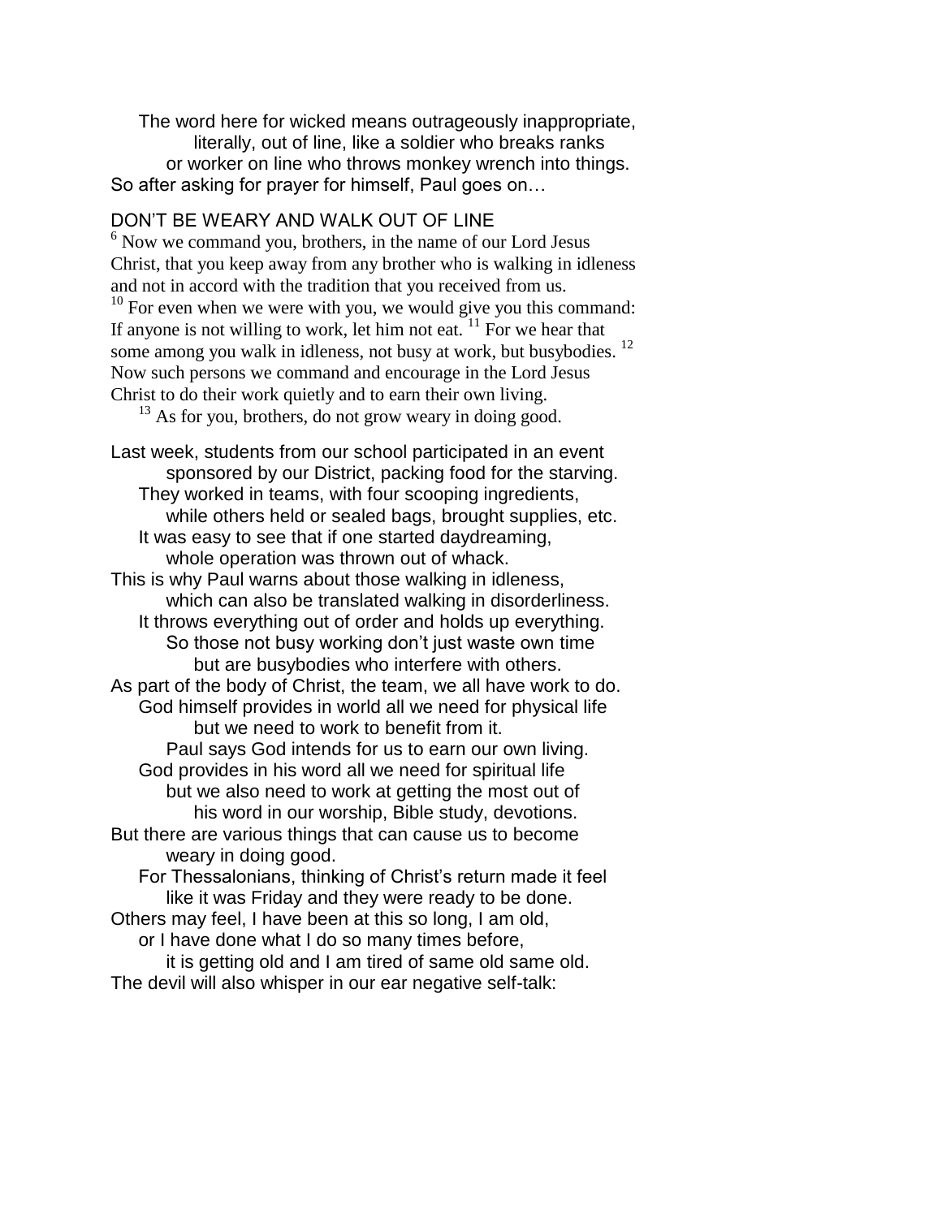The word here for wicked means outrageously inappropriate,
literally, out of line, like a soldier who breaks ranks
or worker on line who throws monkey wrench into things.
So after asking for prayer for himself, Paul goes on…

DON'T BE WEARY AND WALK OUT OF LINE

[6] Now we command you, brothers, in the name of our Lord Jesus Christ, that you keep away from any brother who is walking in idleness and not in accord with the tradition that you received from us.
[10] For even when we were with you, we would give you this command: If anyone is not willing to work, let him not eat. [11] For we hear that some among you walk in idleness, not busy at work, but busybodies. [12] Now such persons we command and encourage in the Lord Jesus Christ to do their work quietly and to earn their own living.
[13] As for you, brothers, do not grow weary in doing good.

Last week, students from our school participated in an event
sponsored by our District, packing food for the starving.
They worked in teams, with four scooping ingredients,
while others held or sealed bags, brought supplies, etc.
It was easy to see that if one started daydreaming,
whole operation was thrown out of whack.
This is why Paul warns about those walking in idleness,
which can also be translated walking in disorderliness.
It throws everything out of order and holds up everything.
So those not busy working don't just waste own time
but are busybodies who interfere with others.
As part of the body of Christ, the team, we all have work to do.
God himself provides in world all we need for physical life
but we need to work to benefit from it.
Paul says God intends for us to earn our own living.
God provides in his word all we need for spiritual life
but we also need to work at getting the most out of
his word in our worship, Bible study, devotions.
But there are various things that can cause us to become
weary in doing good.
For Thessalonians, thinking of Christ's return made it feel
like it was Friday and they were ready to be done.
Others may feel, I have been at this so long, I am old,
or I have done what I do so many times before,
it is getting old and I am tired of same old same old.
The devil will also whisper in our ear negative self-talk: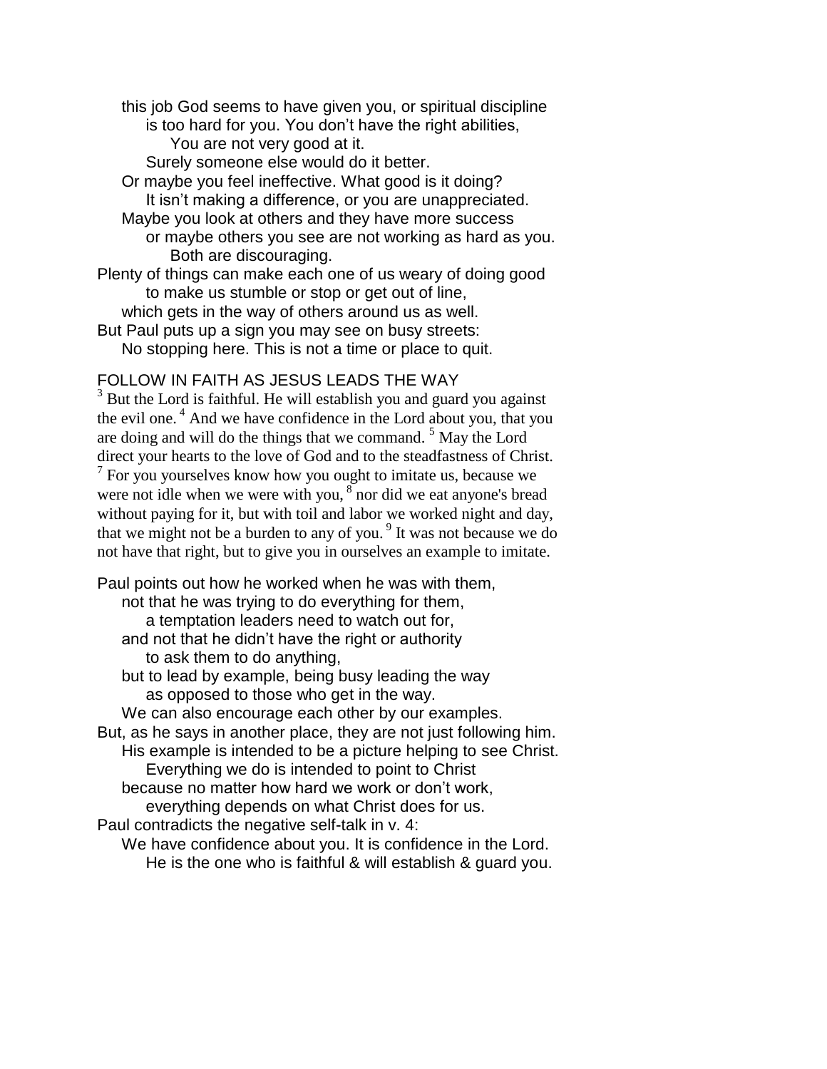this job God seems to have given you, or spiritual discipline
is too hard for you. You don't have the right abilities,
You are not very good at it.
Surely someone else would do it better.
Or maybe you feel ineffective. What good is it doing?
It isn't making a difference, or you are unappreciated.
Maybe you look at others and they have more success
or maybe others you see are not working as hard as you.
Both are discouraging.
Plenty of things can make each one of us weary of doing good
to make us stumble or stop or get out of line,
which gets in the way of others around us as well.
But Paul puts up a sign you may see on busy streets:
No stopping here. This is not a time or place to quit.

FOLLOW IN FAITH AS JESUS LEADS THE WAY

[3] But the Lord is faithful. He will establish you and guard you against the evil one. [4] And we have confidence in the Lord about you, that you are doing and will do the things that we command. [5] May the Lord direct your hearts to the love of God and to the steadfastness of Christ. [7] For you yourselves know how you ought to imitate us, because we were not idle when we were with you, [8] nor did we eat anyone's bread without paying for it, but with toil and labor we worked night and day, that we might not be a burden to any of you. [9] It was not because we do not have that right, but to give you in ourselves an example to imitate.

Paul points out how he worked when he was with them,
not that he was trying to do everything for them,
a temptation leaders need to watch out for,
and not that he didn't have the right or authority
to ask them to do anything,
but to lead by example, being busy leading the way
as opposed to those who get in the way.
We can also encourage each other by our examples.
But, as he says in another place, they are not just following him.
His example is intended to be a picture helping to see Christ.
Everything we do is intended to point to Christ
because no matter how hard we work or don't work,
everything depends on what Christ does for us.
Paul contradicts the negative self-talk in v. 4:
We have confidence about you. It is confidence in the Lord.
He is the one who is faithful & will establish & guard you.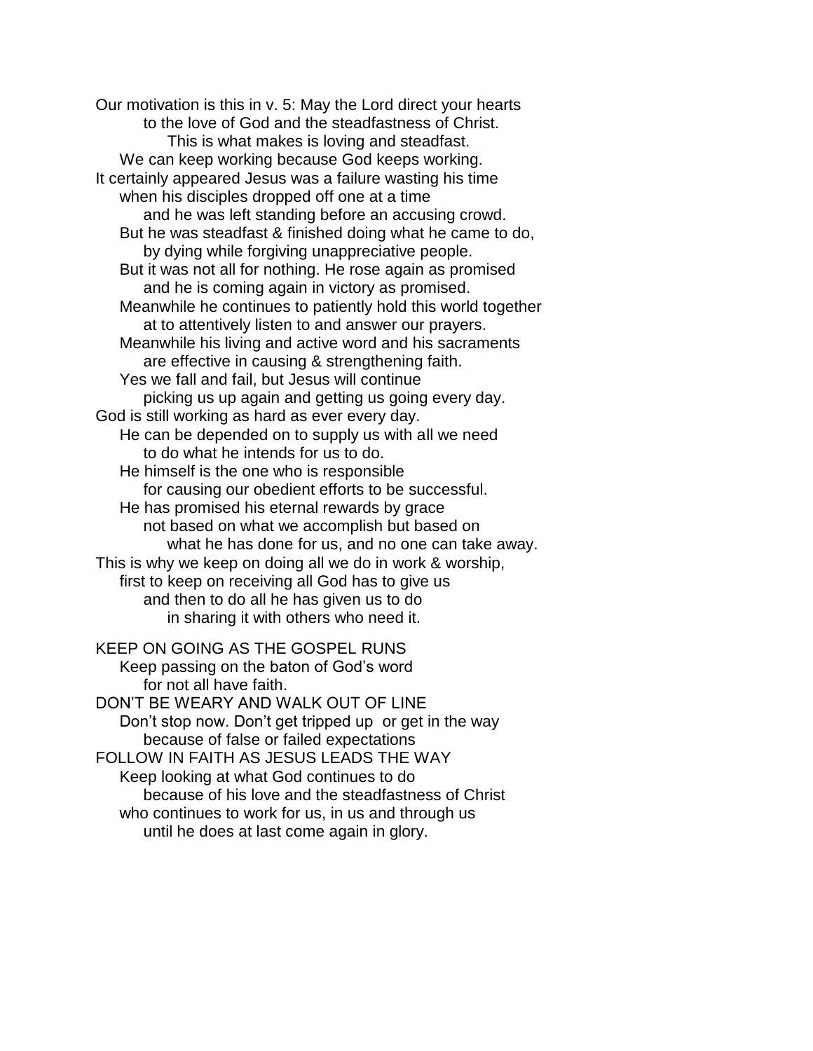Our motivation is this in v. 5: May the Lord direct your hearts
to the love of God and the steadfastness of Christ.
This is what makes is loving and steadfast.
We can keep working because God keeps working.
It certainly appeared Jesus was a failure wasting his time
when his disciples dropped off one at a time
and he was left standing before an accusing crowd.
But he was steadfast & finished doing what he came to do,
by dying while forgiving unappreciative people.
But it was not all for nothing. He rose again as promised
and he is coming again in victory as promised.
Meanwhile he continues to patiently hold this world together
at to attentively listen to and answer our prayers.
Meanwhile his living and active word and his sacraments
are effective in causing & strengthening faith.
Yes we fall and fail, but Jesus will continue
picking us up again and getting us going every day.
God is still working as hard as ever every day.
He can be depended on to supply us with all we need
to do what he intends for us to do.
He himself is the one who is responsible
for causing our obedient efforts to be successful.
He has promised his eternal rewards by grace
not based on what we accomplish but based on
what he has done for us, and no one can take away.
This is why we keep on doing all we do in work & worship,
first to keep on receiving all God has to give us
and then to do all he has given us to do
in sharing it with others who need it.

KEEP ON GOING AS THE GOSPEL RUNS
Keep passing on the baton of God's word
for not all have faith.
DON'T BE WEARY AND WALK OUT OF LINE
Don't stop now. Don't get tripped up or get in the way
because of false or failed expectations
FOLLOW IN FAITH AS JESUS LEADS THE WAY
Keep looking at what God continues to do
because of his love and the steadfastness of Christ
who continues to work for us, in us and through us
until he does at last come again in glory.